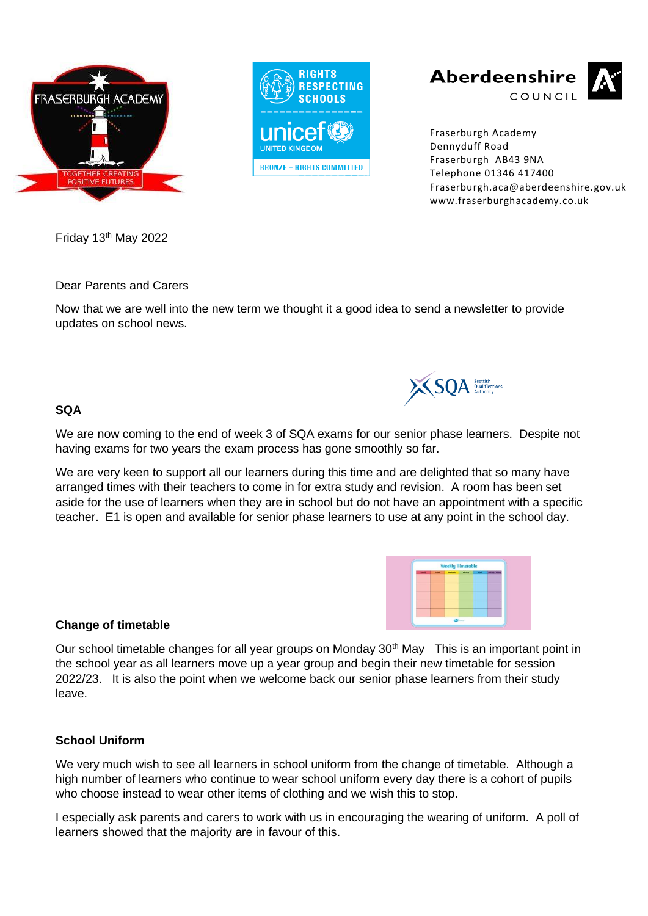Fraserburgh Academy
Dennyduff Road
Fraserburgh AB43 9NA
Telephone 01346 417400
Fraserburgh.aca@aberdeenshire.gov.uk
www.fraserburghacademy.co.uk

Friday 13th May 2022

Dear Parents and Carers

Now that we are well into the new term we thought it a good idea to send a newsletter to provide updates on school news.

**SQA**

We are now coming to the end of week 3 of SQA exams for our senior phase learners. Despite not having exams for two years the exam process has gone smoothly so far.

We are very keen to support all our learners during this time and are delighted that so many have arranged times with their teachers to come in for extra study and revision. A room has been set aside for the use of learners when they are in school but do not have an appointment with a specific teacher. E1 is open and available for senior phase learners to use at any point in the school day.

**Change of timetable**

Our school timetable changes for all year groups on Monday 30th May This is an important point in the school year as all learners move up a year group and begin their new timetable for session 2022/23. It is also the point when we welcome back our senior phase learners from their study leave.

**School Uniform**

We very much wish to see all learners in school uniform from the change of timetable. Although a high number of learners who continue to wear school uniform every day there is a cohort of pupils who choose instead to wear other items of clothing and we wish this to stop.

I especially ask parents and carers to work with us in encouraging the wearing of uniform. A poll of learners showed that the majority are in favour of this.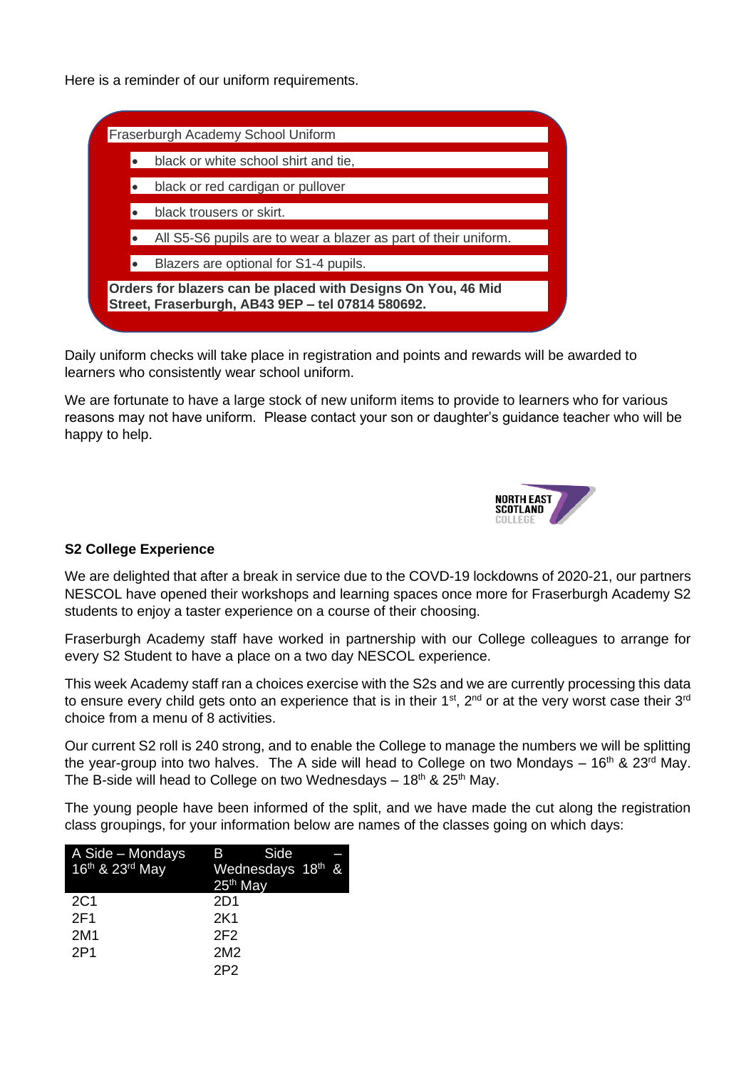Here is a reminder of our uniform requirements.

Fraserburgh Academy School Uniform

- black or white school shirt and tie,
- black or red cardigan or pullover
- black trousers or skirt.
- All S5-S6 pupils are to wear a blazer as part of their uniform.
- Blazers are optional for S1-4 pupils.

**Orders for blazers can be placed with Designs On You, 46 Mid Street, Fraserburgh, AB43 9EP – tel 07814 580692.**

Daily uniform checks will take place in registration and points and rewards will be awarded to learners who consistently wear school uniform.

We are fortunate to have a large stock of new uniform items to provide to learners who for various reasons may not have uniform. Please contact your son or daughter's guidance teacher who will be happy to help.

NORTH EAST SCOTLAND COLLEGE

**S2 College Experience**

We are delighted that after a break in service due to the COVD-19 lockdowns of 2020-21, our partners NESCOL have opened their workshops and learning spaces once more for Fraserburgh Academy S2 students to enjoy a taster experience on a course of their choosing.

Fraserburgh Academy staff have worked in partnership with our College colleagues to arrange for every S2 Student to have a place on a two day NESCOL experience.

This week Academy staff ran a choices exercise with the S2s and we are currently processing this data to ensure every child gets onto an experience that is in their 1st, 2nd or at the very worst case their 3rd choice from a menu of 8 activities.

Our current S2 roll is 240 strong, and to enable the College to manage the numbers we will be splitting the year-group into two halves. The A side will head to College on two Mondays – 16th & 23rd May. The B-side will head to College on two Wednesdays – 18th & 25th May.

The young people have been informed of the split, and we have made the cut along the registration class groupings, for your information below are names of the classes going on which days:

| A Side – Mondays 16th & 23rd May | B Side – Wednesdays 18th & 25th May |
|---|---|
| 2C1 | 2D1 |
| 2F1 | 2K1 |
| 2M1 | 2F2 |
| 2P1 | 2M2 |
| | 2P2 |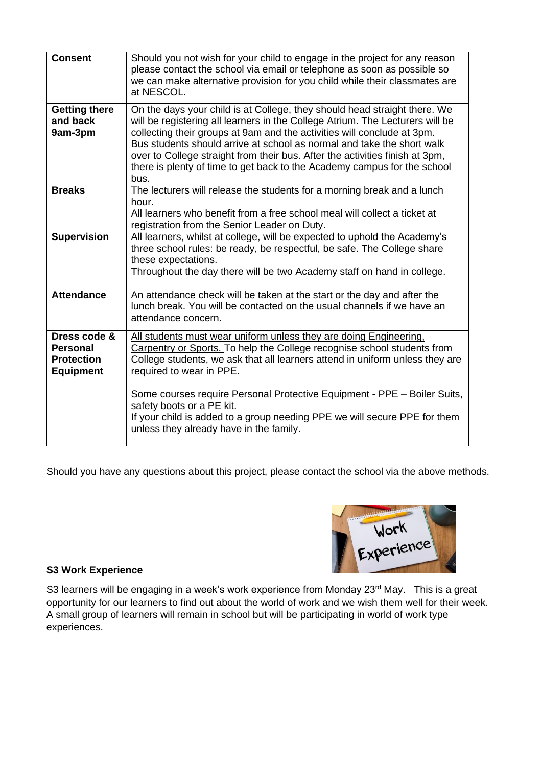| **Consent** | Should you not wish for your child to engage in the project for any reason please contact the school via email or telephone as soon as possible so we can make alternative provision for you child while their classmates are at NESCOL. |
|---|---|
| **Getting there and back 9am-3pm** | On the days your child is at College, they should head straight there. We will be registering all learners in the College Atrium. The Lecturers will be collecting their groups at 9am and the activities will conclude at 3pm. Bus students should arrive at school as normal and take the short walk over to College straight from their bus. After the activities finish at 3pm, there is plenty of time to get back to the Academy campus for the school bus. |
| **Breaks** | The lecturers will release the students for a morning break and a lunch hour.<br>All learners who benefit from a free school meal will collect a ticket at registration from the Senior Leader on Duty. |
| **Supervision** | All learners, whilst at college, will be expected to uphold the Academy's three school rules: be ready, be respectful, be safe. The College share these expectations.<br>Throughout the day there will be two Academy staff on hand in college. |
| **Attendance** | An attendance check will be taken at the start or the day and after the lunch break. You will be contacted on the usual channels if we have an attendance concern. |
| **Dress code & Personal Protection Equipment** | All students must wear uniform unless they are doing Engineering, Carpentry or Sports. To help the College recognise school students from College students, we ask that all learners attend in uniform unless they are required to wear in PPE.<br><br>Some courses require Personal Protective Equipment - PPE – Boiler Suits, safety boots or a PE kit.<br>If your child is added to a group needing PPE we will secure PPE for them unless they already have in the family. |

Should you have any questions about this project, please contact the school via the above methods.

**S3 Work Experience**

S3 learners will be engaging in a week's work experience from Monday 23rd May. This is a great opportunity for our learners to find out about the world of work and we wish them well for their week. A small group of learners will remain in school but will be participating in world of work type experiences.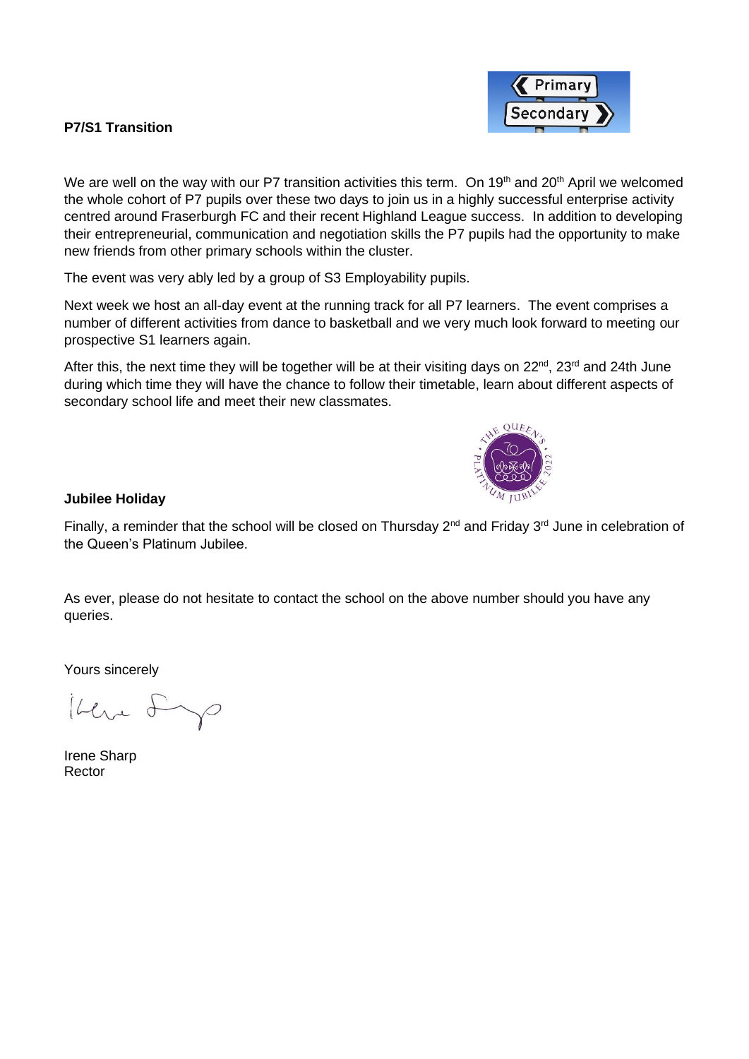**P7/S1 Transition**

We are well on the way with our P7 transition activities this term. On 19th and 20th April we welcomed the whole cohort of P7 pupils over these two days to join us in a highly successful enterprise activity centred around Fraserburgh FC and their recent Highland League success. In addition to developing their entrepreneurial, communication and negotiation skills the P7 pupils had the opportunity to make new friends from other primary schools within the cluster.

The event was very ably led by a group of S3 Employability pupils.

Next week we host an all-day event at the running track for all P7 learners. The event comprises a number of different activities from dance to basketball and we very much look forward to meeting our prospective S1 learners again.

After this, the next time they will be together will be at their visiting days on 22nd, 23rd and 24th June during which time they will have the chance to follow their timetable, learn about different aspects of secondary school life and meet their new classmates.

**Jubilee Holiday**

Finally, a reminder that the school will be closed on Thursday 2nd and Friday 3rd June in celebration of the Queen's Platinum Jubilee.

As ever, please do not hesitate to contact the school on the above number should you have any queries.

Yours sincerely

Irene Sharp
Rector